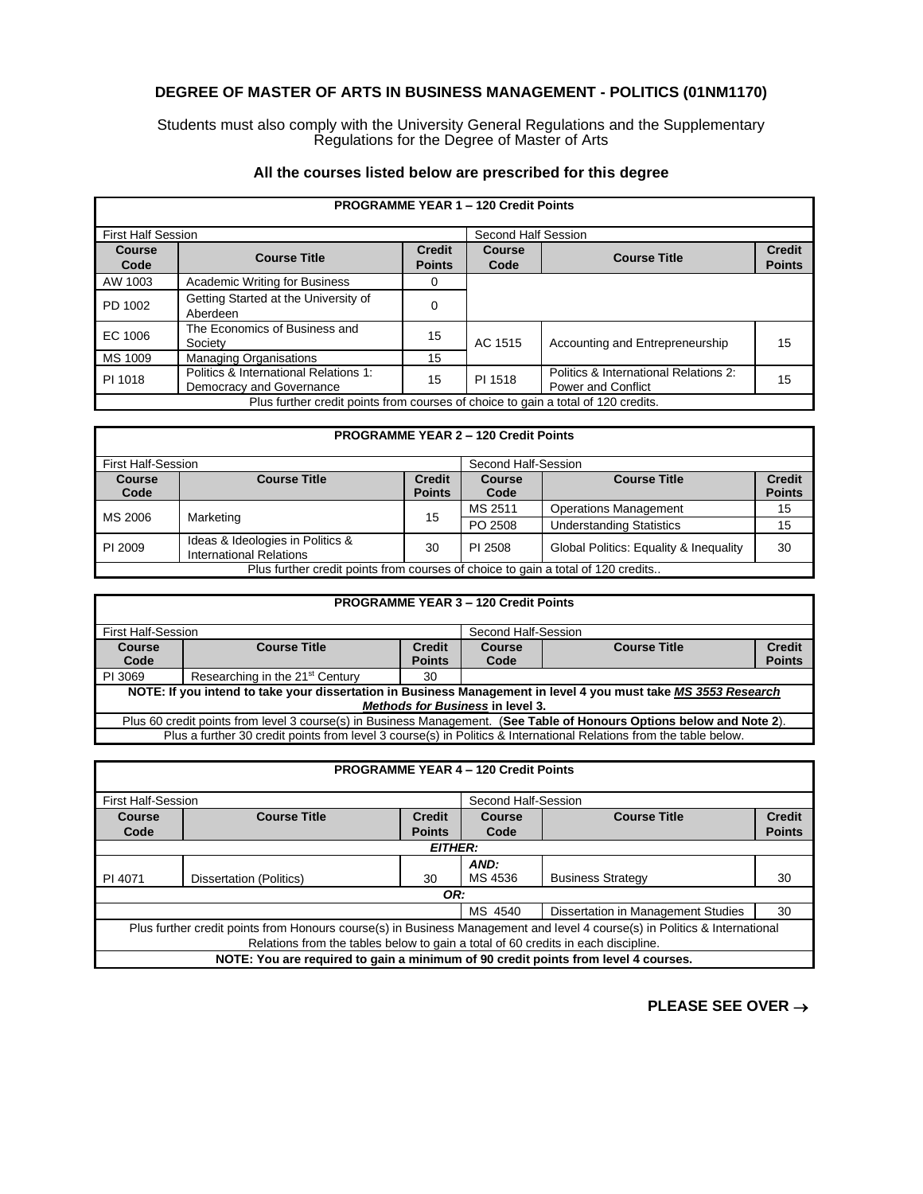# DEGREE OF MASTER OF ARTS IN BUSINESS MANAGEMENT - POLITICS (01NM1170)

Students must also comply with the University General Regulations and the Supplementary Regulations for the Degree of Master of Arts

### All the courses listed below are prescribed for this degree

| **PROGRAMME YEAR 1 – 120 Credit Points** | | | | | |
|---|---|---|---|---|---|
| First Half Session | | | Second Half Session | | |
| **Course Code** | **Course Title** | **Credit Points** | **Course Code** | **Course Title** | **Credit Points** |
| AW 1003 | Academic Writing for Business | 0 | | | |
| PD 1002 | Getting Started at the University of Aberdeen | 0 | | | |
| EC 1006 | The Economics of Business and Society | 15 | AC 1515 | Accounting and Entrepreneurship | 15 |
| MS 1009 | Managing Organisations | 15 | | | |
| PI 1018 | Politics & International Relations 1: Democracy and Governance | 15 | PI 1518 | Politics & International Relations 2: Power and Conflict | 15 |
| Plus further credit points from courses of choice to gain a total of 120 credits. | | | | | |

| **PROGRAMME YEAR 2 – 120 Credit Points** | | | | | |
|---|---|---|---|---|---|
| First Half-Session | | | Second Half-Session | | |
| **Course Code** | **Course Title** | **Credit Points** | **Course Code** | **Course Title** | **Credit Points** |
| MS 2006 | Marketing | 15 | MS 2511 | Operations Management | 15 |
| | | | PO 2508 | Understanding Statistics | 15 |
| PI 2009 | Ideas & Ideologies in Politics & International Relations | 30 | PI 2508 | Global Politics: Equality & Inequality | 30 |
| Plus further credit points from courses of choice to gain a total of 120 credits.. | | | | | |

| **PROGRAMME YEAR 3 – 120 Credit Points** | | | | | |
|---|---|---|---|---|---|
| First Half-Session | | | Second Half-Session | | |
| **Course Code** | **Course Title** | **Credit Points** | **Course Code** | **Course Title** | **Credit Points** |
| PI 3069 | Researching in the 21st Century | 30 | | | |
| **NOTE: If you intend to take your dissertation in Business Management in level 4 you must take *MS 3553 Research Methods for Business* in level 3.** | | | | | |
| Plus 60 credit points from level 3 course(s) in Business Management. (**See Table of Honours Options below and Note 2**). | | | | | |
| Plus a further 30 credit points from level 3 course(s) in Politics & International Relations from the table below. | | | | | |

| **PROGRAMME YEAR 4 – 120 Credit Points** | | | | | |
|---|---|---|---|---|---|
| First Half-Session | | | Second Half-Session | | |
| **Course Code** | **Course Title** | **Credit Points** | **Course Code** | **Course Title** | **Credit Points** |
| ***EITHER:*** | | | | | |
| PI 4071 | Dissertation (Politics) | 30 | ***AND:*** MS 4536 | Business Strategy | 30 |
| ***OR:*** | | | | | |
| | | | MS 4540 | Dissertation in Management Studies | 30 |
| Plus further credit points from Honours course(s) in Business Management and level 4 course(s) in Politics & International Relations from the tables below to gain a total of 60 credits in each discipline. | | | | | |
| **NOTE: You are required to gain a minimum of 90 credit points from level 4 courses.** | | | | | |

**PLEASE SEE OVER →**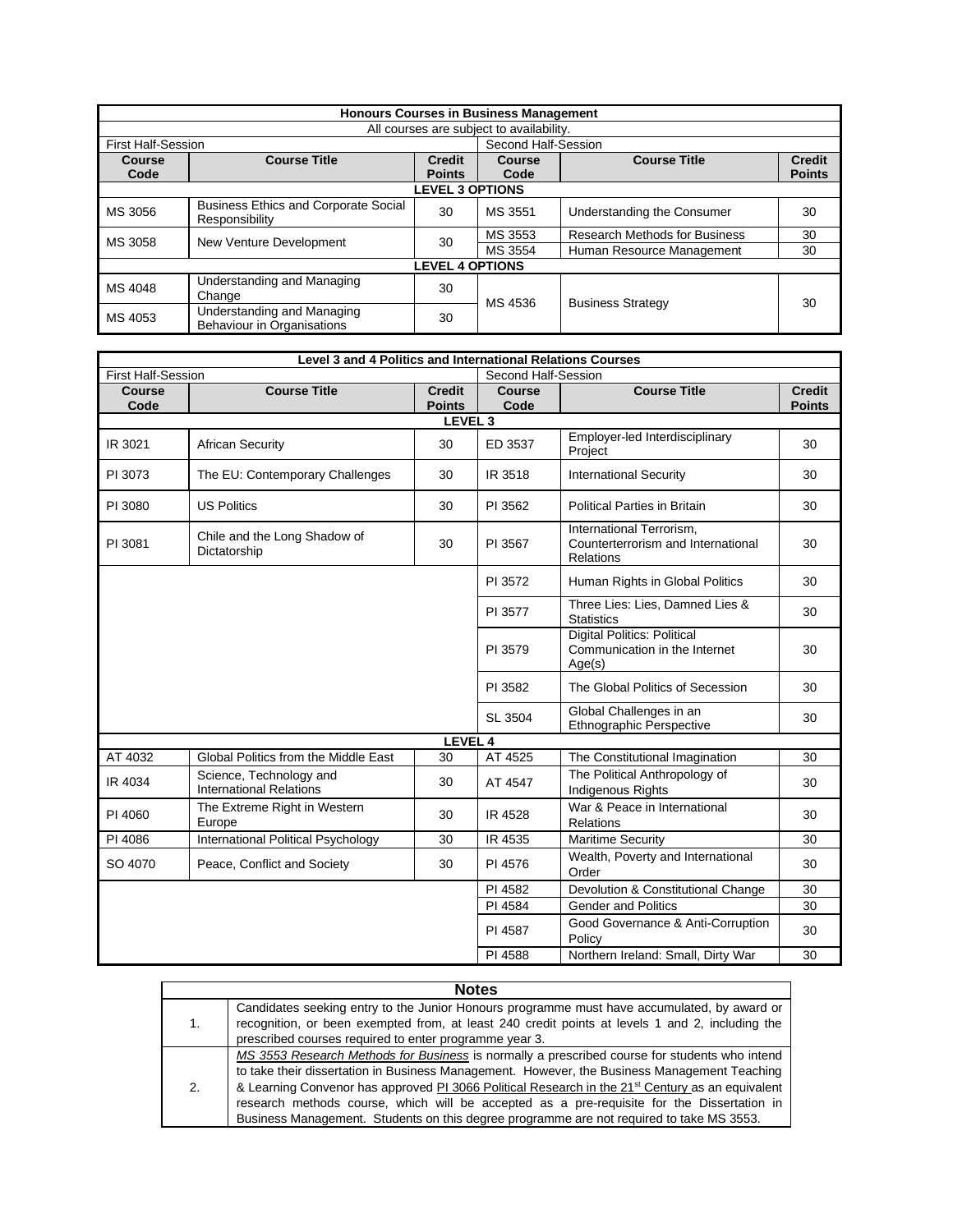| Honours Courses in Business Management | | | | | |
|---|---|---|---|---|---|
| All courses are subject to availability. | | | | | |
| First Half-Session | | | Second Half-Session | | |
| **Course Code** | **Course Title** | **Credit Points** | **Course Code** | **Course Title** | **Credit Points** |
| **LEVEL 3 OPTIONS** | | | | | |
| MS 3056 | Business Ethics and Corporate Social Responsibility | 30 | MS 3551 | Understanding the Consumer | 30 |
| MS 3058 | New Venture Development | 30 | MS 3553 | Research Methods for Business | 30 |
| | | | MS 3554 | Human Resource Management | 30 |
| **LEVEL 4 OPTIONS** | | | | | |
| MS 4048 | Understanding and Managing Change | 30 | MS 4536 | Business Strategy | 30 |
| MS 4053 | Understanding and Managing Behaviour in Organisations | 30 | | | |

| Level 3 and 4 Politics and International Relations Courses | | | | | |
|---|---|---|---|---|---|
| First Half-Session | | | Second Half-Session | | |
| **Course Code** | **Course Title** | **Credit Points** | **Course Code** | **Course Title** | **Credit Points** |
| **LEVEL 3** | | | | | |
| IR 3021 | African Security | 30 | ED 3537 | Employer-led Interdisciplinary Project | 30 |
| PI 3073 | The EU: Contemporary Challenges | 30 | IR 3518 | International Security | 30 |
| PI 3080 | US Politics | 30 | PI 3562 | Political Parties in Britain | 30 |
| PI 3081 | Chile and the Long Shadow of Dictatorship | 30 | PI 3567 | International Terrorism, Counterterrorism and International Relations | 30 |
| | | | PI 3572 | Human Rights in Global Politics | 30 |
| | | | PI 3577 | Three Lies: Lies, Damned Lies & Statistics | 30 |
| | | | PI 3579 | Digital Politics: Political Communication in the Internet Age(s) | 30 |
| | | | PI 3582 | The Global Politics of Secession | 30 |
| | | | SL 3504 | Global Challenges in an Ethnographic Perspective | 30 |
| **LEVEL 4** | | | | | |
| AT 4032 | Global Politics from the Middle East | 30 | AT 4525 | The Constitutional Imagination | 30 |
| IR 4034 | Science, Technology and International Relations | 30 | AT 4547 | The Political Anthropology of Indigenous Rights | 30 |
| PI 4060 | The Extreme Right in Western Europe | 30 | IR 4528 | War & Peace in International Relations | 30 |
| PI 4086 | International Political Psychology | 30 | IR 4535 | Maritime Security | 30 |
| SO 4070 | Peace, Conflict and Society | 30 | PI 4576 | Wealth, Poverty and International Order | 30 |
| | | | PI 4582 | Devolution & Constitutional Change | 30 |
| | | | PI 4584 | Gender and Politics | 30 |
| | | | PI 4587 | Good Governance & Anti-Corruption Policy | 30 |
| | | | PI 4588 | Northern Ireland: Small, Dirty War | 30 |

| Notes | |
|---|---|
| 1. | Candidates seeking entry to the Junior Honours programme must have accumulated, by award or recognition, or been exempted from, at least 240 credit points at levels 1 and 2, including the prescribed courses required to enter programme year 3. |
| 2. | *MS 3553 Research Methods for Business* is normally a prescribed course for students who intend to take their dissertation in Business Management. However, the Business Management Teaching & Learning Convenor has approved PI 3066 Political Research in the 21st Century as an equivalent research methods course, which will be accepted as a pre-requisite for the Dissertation in Business Management. Students on this degree programme are not required to take MS 3553. |